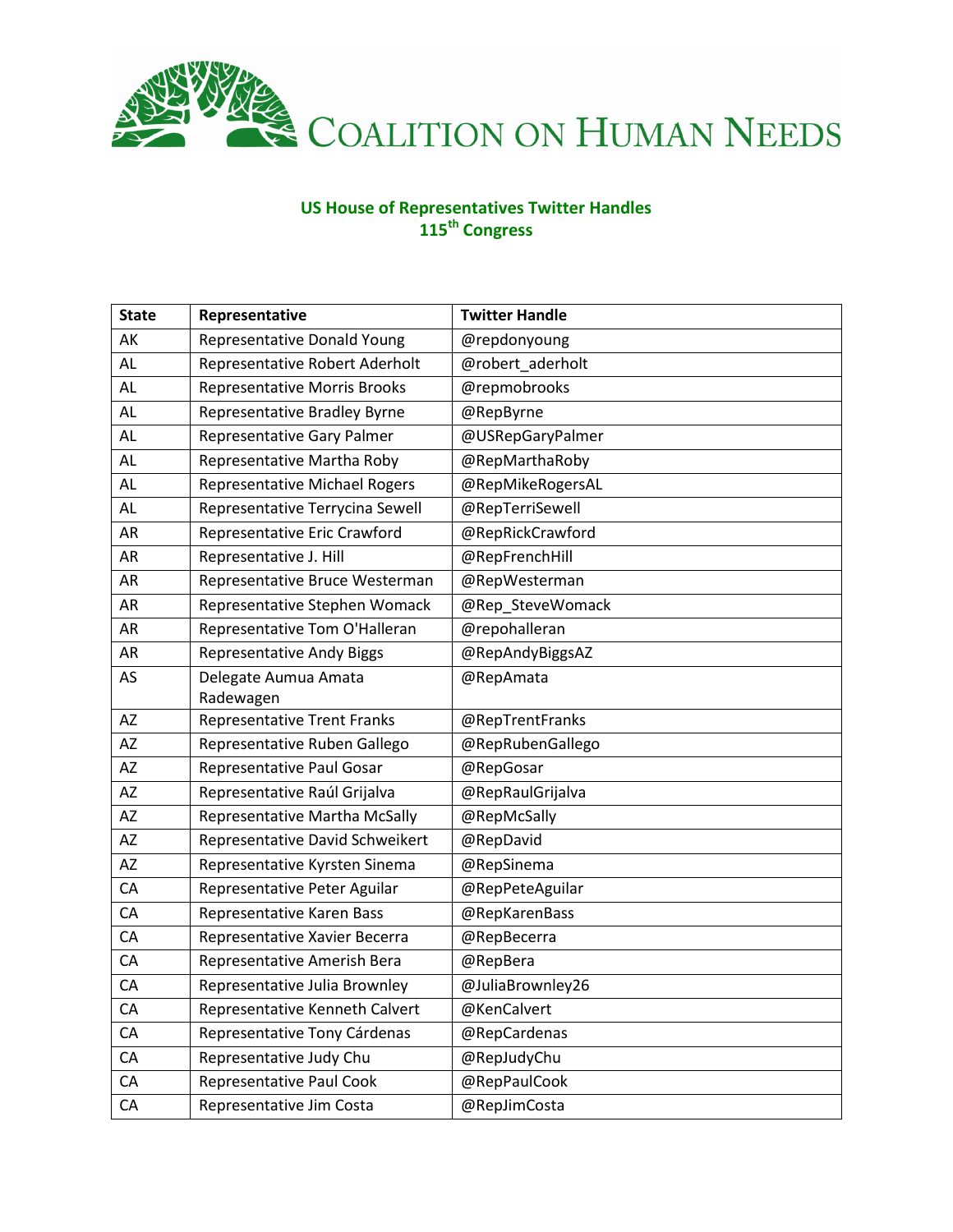COALITION ON HUMAN NEEDS

## US House of Representatives Twitter Handles
## 115th Congress

| State | Representative | Twitter Handle |
|---|---|---|
| AK | Representative Donald Young | @repdonyoung |
| AL | Representative Robert Aderholt | @robert_aderholt |
| AL | Representative Morris Brooks | @repmobrooks |
| AL | Representative Bradley Byrne | @RepByrne |
| AL | Representative Gary Palmer | @USRepGaryPalmer |
| AL | Representative Martha Roby | @RepMarthaRoby |
| AL | Representative Michael Rogers | @RepMikeRogersAL |
| AL | Representative Terrycina Sewell | @RepTerriSewell |
| AR | Representative Eric Crawford | @RepRickCrawford |
| AR | Representative J. Hill | @RepFrenchHill |
| AR | Representative Bruce Westerman | @RepWesterman |
| AR | Representative Stephen Womack | @Rep_SteveWomack |
| AR | Representative Tom O'Halleran | @repohalleran |
| AR | Representative Andy Biggs | @RepAndyBiggsAZ |
| AS | Delegate Aumua Amata Radewagen | @RepAmata |
| AZ | Representative Trent Franks | @RepTrentFranks |
| AZ | Representative Ruben Gallego | @RepRubenGallego |
| AZ | Representative Paul Gosar | @RepGosar |
| AZ | Representative Raúl Grijalva | @RepRaulGrijalva |
| AZ | Representative Martha McSally | @RepMcSally |
| AZ | Representative David Schweikert | @RepDavid |
| AZ | Representative Kyrsten Sinema | @RepSinema |
| CA | Representative Peter Aguilar | @RepPeteAguilar |
| CA | Representative Karen Bass | @RepKarenBass |
| CA | Representative Xavier Becerra | @RepBecerra |
| CA | Representative Amerish Bera | @RepBera |
| CA | Representative Julia Brownley | @JuliaBrownley26 |
| CA | Representative Kenneth Calvert | @KenCalvert |
| CA | Representative Tony Cárdenas | @RepCardenas |
| CA | Representative Judy Chu | @RepJudyChu |
| CA | Representative Paul Cook | @RepPaulCook |
| CA | Representative Jim Costa | @RepJimCosta |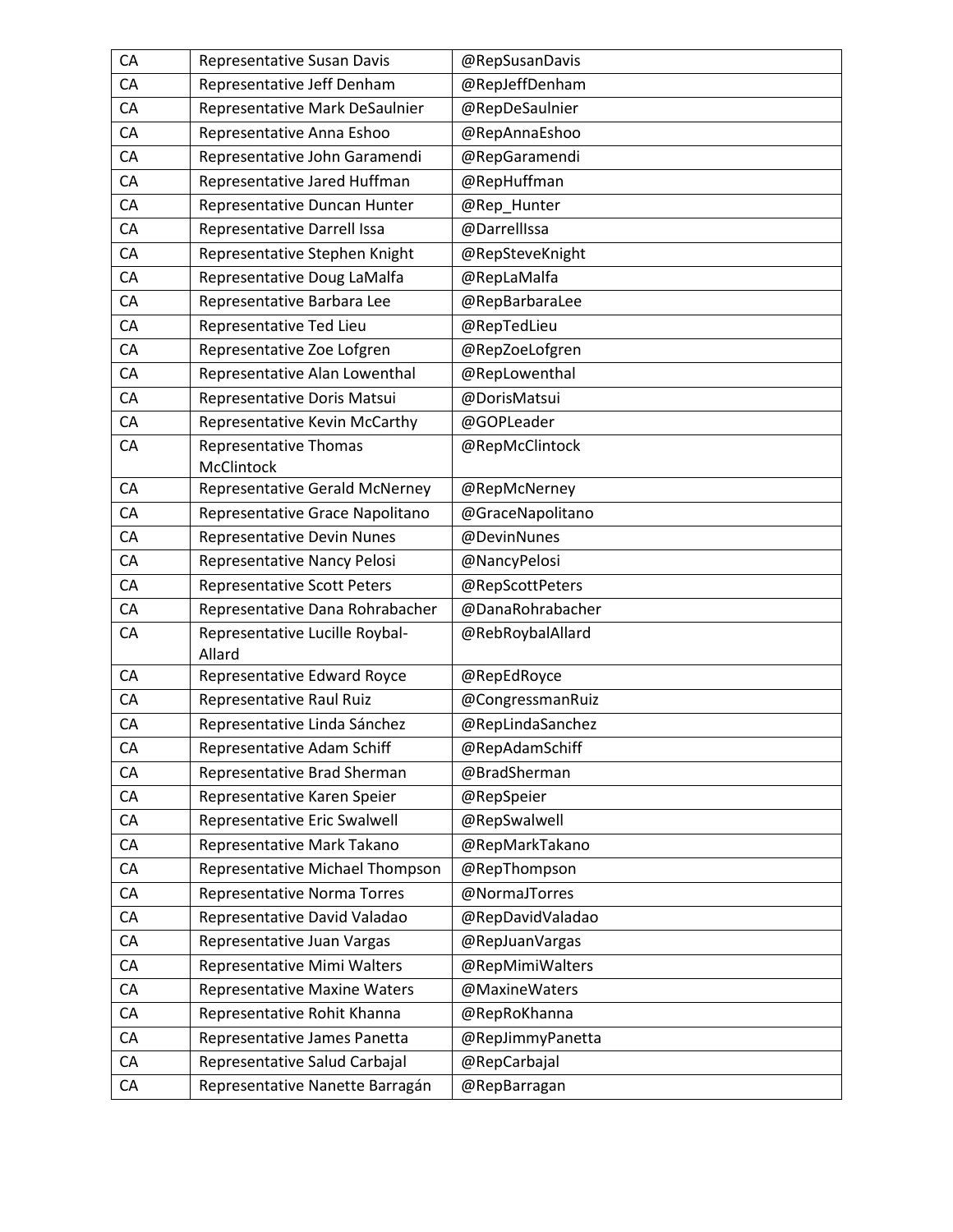| CA | Representative Susan Davis | @RepSusanDavis |
|---|---|---|
| CA | Representative Jeff Denham | @RepJeffDenham |
| CA | Representative Mark DeSaulnier | @RepDeSaulnier |
| CA | Representative Anna Eshoo | @RepAnnaEshoo |
| CA | Representative John Garamendi | @RepGaramendi |
| CA | Representative Jared Huffman | @RepHuffman |
| CA | Representative Duncan Hunter | @Rep_Hunter |
| CA | Representative Darrell Issa | @DarrellIssa |
| CA | Representative Stephen Knight | @RepSteveKnight |
| CA | Representative Doug LaMalfa | @RepLaMalfa |
| CA | Representative Barbara Lee | @RepBarbaraLee |
| CA | Representative Ted Lieu | @RepTedLieu |
| CA | Representative Zoe Lofgren | @RepZoeLofgren |
| CA | Representative Alan Lowenthal | @RepLowenthal |
| CA | Representative Doris Matsui | @DorisMatsui |
| CA | Representative Kevin McCarthy | @GOPLeader |
| CA | Representative Thomas McClintock | @RepMcClintock |
| CA | Representative Gerald McNerney | @RepMcNerney |
| CA | Representative Grace Napolitano | @GraceNapolitano |
| CA | Representative Devin Nunes | @DevinNunes |
| CA | Representative Nancy Pelosi | @NancyPelosi |
| CA | Representative Scott Peters | @RepScottPeters |
| CA | Representative Dana Rohrabacher | @DanaRohrabacher |
| CA | Representative Lucille Roybal-Allard | @RebRoybalAllard |
| CA | Representative Edward Royce | @RepEdRoyce |
| CA | Representative Raul Ruiz | @CongressmanRuiz |
| CA | Representative Linda Sánchez | @RepLindaSanchez |
| CA | Representative Adam Schiff | @RepAdamSchiff |
| CA | Representative Brad Sherman | @BradSherman |
| CA | Representative Karen Speier | @RepSpeier |
| CA | Representative Eric Swalwell | @RepSwalwell |
| CA | Representative Mark Takano | @RepMarkTakano |
| CA | Representative Michael Thompson | @RepThompson |
| CA | Representative Norma Torres | @NormaJTorres |
| CA | Representative David Valadao | @RepDavidValadao |
| CA | Representative Juan Vargas | @RepJuanVargas |
| CA | Representative Mimi Walters | @RepMimiWalters |
| CA | Representative Maxine Waters | @MaxineWaters |
| CA | Representative Rohit Khanna | @RepRoKhanna |
| CA | Representative James Panetta | @RepJimmyPanetta |
| CA | Representative Salud Carbajal | @RepCarbajal |
| CA | Representative Nanette Barragán | @RepBarragan |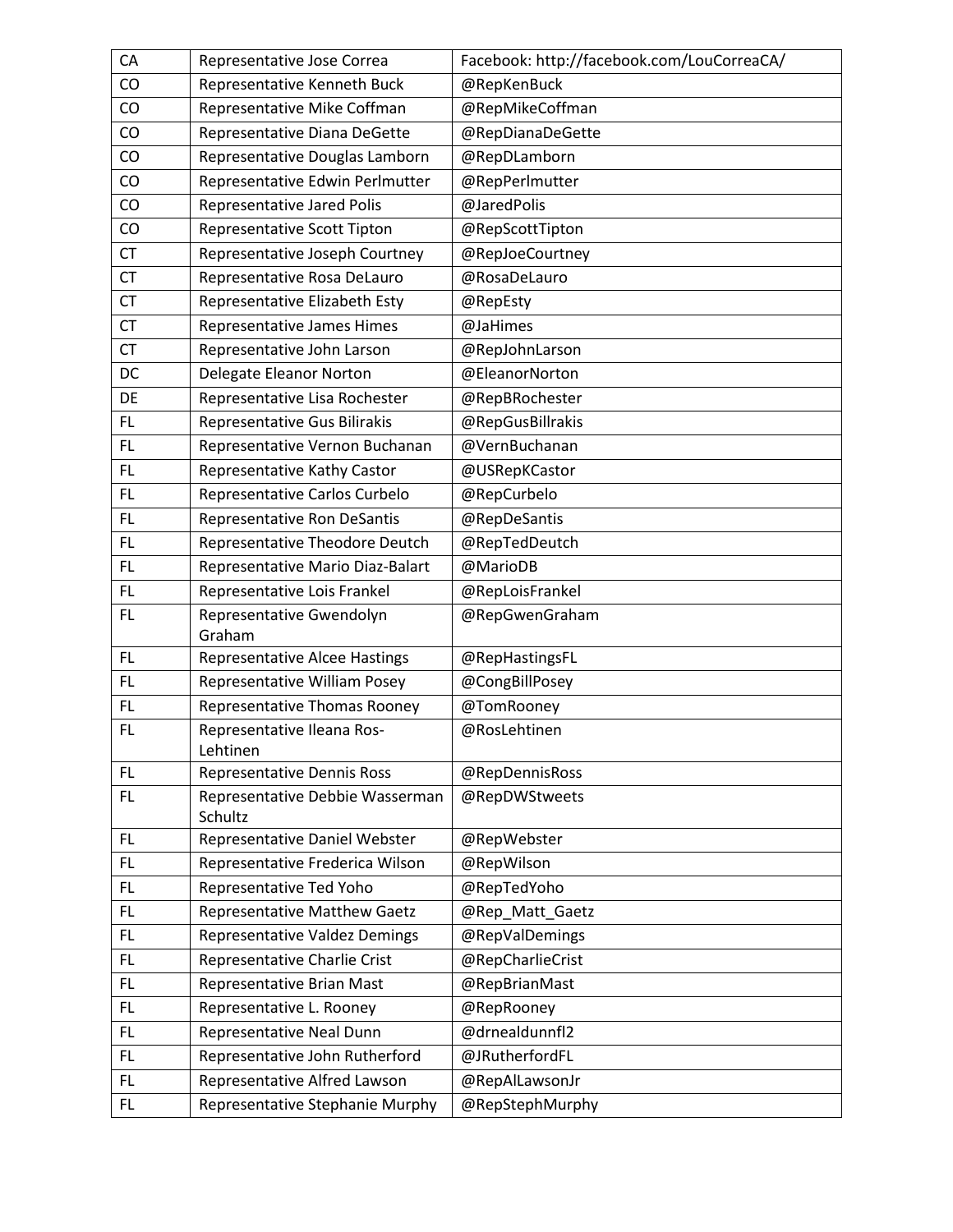| CA | Representative Jose Correa | Facebook: http://facebook.com/LouCorreaCA/ |
|---|---|---|
| CO | Representative Kenneth Buck | @RepKenBuck |
| CO | Representative Mike Coffman | @RepMikeCoffman |
| CO | Representative Diana DeGette | @RepDianaDeGette |
| CO | Representative Douglas Lamborn | @RepDLamborn |
| CO | Representative Edwin Perlmutter | @RepPerlmutter |
| CO | Representative Jared Polis | @JaredPolis |
| CO | Representative Scott Tipton | @RepScottTipton |
| CT | Representative Joseph Courtney | @RepJoeCourtney |
| CT | Representative Rosa DeLauro | @RosaDeLauro |
| CT | Representative Elizabeth Esty | @RepEsty |
| CT | Representative James Himes | @JaHimes |
| CT | Representative John Larson | @RepJohnLarson |
| DC | Delegate Eleanor Norton | @EleanorNorton |
| DE | Representative Lisa Rochester | @RepBRochester |
| FL | Representative Gus Bilirakis | @RepGusBillrakis |
| FL | Representative Vernon Buchanan | @VernBuchanan |
| FL | Representative Kathy Castor | @USRepKCastor |
| FL | Representative Carlos Curbelo | @RepCurbelo |
| FL | Representative Ron DeSantis | @RepDeSantis |
| FL | Representative Theodore Deutch | @RepTedDeutch |
| FL | Representative Mario Diaz-Balart | @MarioDB |
| FL | Representative Lois Frankel | @RepLoisFrankel |
| FL | Representative Gwendolyn Graham | @RepGwenGraham |
| FL | Representative Alcee Hastings | @RepHastingsFL |
| FL | Representative William Posey | @CongBillPosey |
| FL | Representative Thomas Rooney | @TomRooney |
| FL | Representative Ileana Ros-Lehtinen | @RosLehtinen |
| FL | Representative Dennis Ross | @RepDennisRoss |
| FL | Representative Debbie Wasserman Schultz | @RepDWStweets |
| FL | Representative Daniel Webster | @RepWebster |
| FL | Representative Frederica Wilson | @RepWilson |
| FL | Representative Ted Yoho | @RepTedYoho |
| FL | Representative Matthew Gaetz | @Rep_Matt_Gaetz |
| FL | Representative Valdez Demings | @RepValDemings |
| FL | Representative Charlie Crist | @RepCharlieCrist |
| FL | Representative Brian Mast | @RepBrianMast |
| FL | Representative L. Rooney | @RepRooney |
| FL | Representative Neal Dunn | @drnealdunnfl2 |
| FL | Representative John Rutherford | @JRutherfordFL |
| FL | Representative Alfred Lawson | @RepAlLawsonJr |
| FL | Representative Stephanie Murphy | @RepStephMurphy |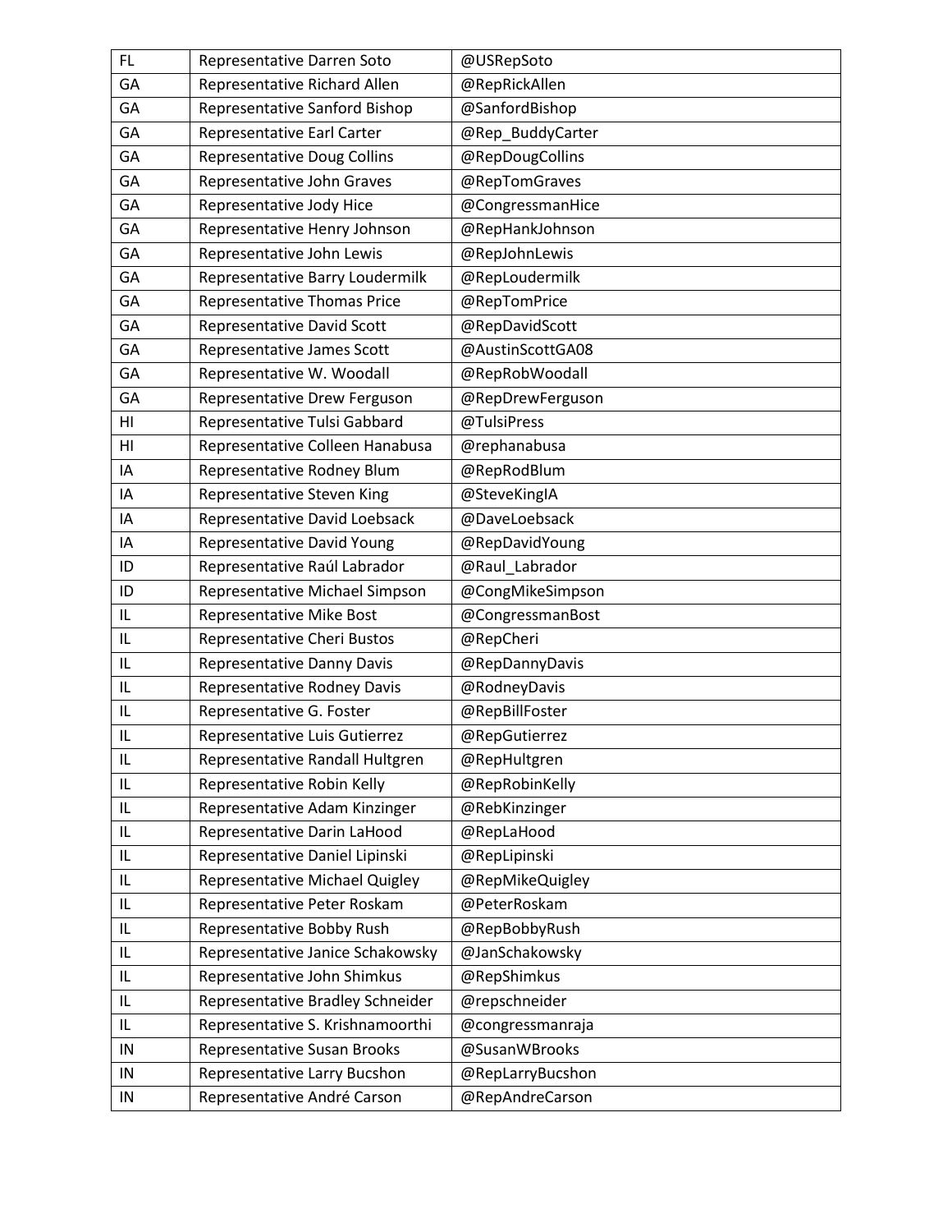| FL | Representative Darren Soto | @USRepSoto |
|---|---|---|
| GA | Representative Richard Allen | @RepRickAllen |
| GA | Representative Sanford Bishop | @SanfordBishop |
| GA | Representative Earl Carter | @Rep_BuddyCarter |
| GA | Representative Doug Collins | @RepDougCollins |
| GA | Representative John Graves | @RepTomGraves |
| GA | Representative Jody Hice | @CongressmanHice |
| GA | Representative Henry Johnson | @RepHankJohnson |
| GA | Representative John Lewis | @RepJohnLewis |
| GA | Representative Barry Loudermilk | @RepLoudermilk |
| GA | Representative Thomas Price | @RepTomPrice |
| GA | Representative David Scott | @RepDavidScott |
| GA | Representative James Scott | @AustinScottGA08 |
| GA | Representative W. Woodall | @RepRobWoodall |
| GA | Representative Drew Ferguson | @RepDrewFerguson |
| HI | Representative Tulsi Gabbard | @TulsiPress |
| HI | Representative Colleen Hanabusa | @rephanabusa |
| IA | Representative Rodney Blum | @RepRodBlum |
| IA | Representative Steven King | @SteveKingIA |
| IA | Representative David Loebsack | @DaveLoebsack |
| IA | Representative David Young | @RepDavidYoung |
| ID | Representative Raúl Labrador | @Raul_Labrador |
| ID | Representative Michael Simpson | @CongMikeSimpson |
| IL | Representative Mike Bost | @CongressmanBost |
| IL | Representative Cheri Bustos | @RepCheri |
| IL | Representative Danny Davis | @RepDannyDavis |
| IL | Representative Rodney Davis | @RodneyDavis |
| IL | Representative G. Foster | @RepBillFoster |
| IL | Representative Luis Gutierrez | @RepGutierrez |
| IL | Representative Randall Hultgren | @RepHultgren |
| IL | Representative Robin Kelly | @RepRobinKelly |
| IL | Representative Adam Kinzinger | @RebKinzinger |
| IL | Representative Darin LaHood | @RepLaHood |
| IL | Representative Daniel Lipinski | @RepLipinski |
| IL | Representative Michael Quigley | @RepMikeQuigley |
| IL | Representative Peter Roskam | @PeterRoskam |
| IL | Representative Bobby Rush | @RepBobbyRush |
| IL | Representative Janice Schakowsky | @JanSchakowsky |
| IL | Representative John Shimkus | @RepShimkus |
| IL | Representative Bradley Schneider | @repschneider |
| IL | Representative S. Krishnamoorthi | @congressmanraja |
| IN | Representative Susan Brooks | @SusanWBrooks |
| IN | Representative Larry Bucshon | @RepLarryBucshon |
| IN | Representative André Carson | @RepAndreCarson |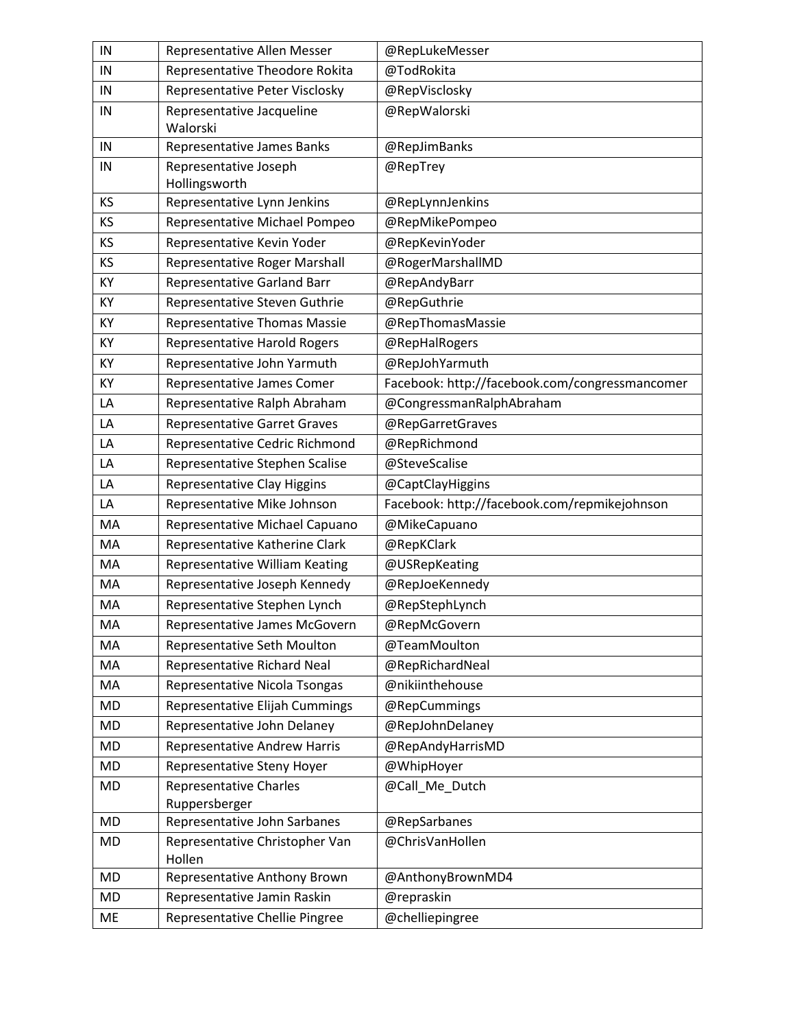| IN | Representative Allen Messer | @RepLukeMesser |
|---|---|---|
| IN | Representative Theodore Rokita | @TodRokita |
| IN | Representative Peter Visclosky | @RepVisclosky |
| IN | Representative Jacqueline Walorski | @RepWalorski |
| IN | Representative James Banks | @RepJimBanks |
| IN | Representative Joseph Hollingsworth | @RepTrey |
| KS | Representative Lynn Jenkins | @RepLynnJenkins |
| KS | Representative Michael Pompeo | @RepMikePompeo |
| KS | Representative Kevin Yoder | @RepKevinYoder |
| KS | Representative Roger Marshall | @RogerMarshallMD |
| KY | Representative Garland Barr | @RepAndyBarr |
| KY | Representative Steven Guthrie | @RepGuthrie |
| KY | Representative Thomas Massie | @RepThomasMassie |
| KY | Representative Harold Rogers | @RepHalRogers |
| KY | Representative John Yarmuth | @RepJohnYarmuth |
| KY | Representative James Comer | Facebook: http://facebook.com/congressmancomer |
| LA | Representative Ralph Abraham | @CongressmanRalphAbraham |
| LA | Representative Garret Graves | @RepGarretGraves |
| LA | Representative Cedric Richmond | @RepRichmond |
| LA | Representative Stephen Scalise | @SteveScalise |
| LA | Representative Clay Higgins | @CaptClayHiggins |
| LA | Representative Mike Johnson | Facebook: http://facebook.com/repmikejohnson |
| MA | Representative Michael Capuano | @MikeCapuano |
| MA | Representative Katherine Clark | @RepKClark |
| MA | Representative William Keating | @USRepKeating |
| MA | Representative Joseph Kennedy | @RepJoeKennedy |
| MA | Representative Stephen Lynch | @RepStephLynch |
| MA | Representative James McGovern | @RepMcGovern |
| MA | Representative Seth Moulton | @TeamMoulton |
| MA | Representative Richard Neal | @RepRichardNeal |
| MA | Representative Nicola Tsongas | @nikiinthehouse |
| MD | Representative Elijah Cummings | @RepCummings |
| MD | Representative John Delaney | @RepJohnDelaney |
| MD | Representative Andrew Harris | @RepAndyHarrisMD |
| MD | Representative Steny Hoyer | @WhipHoyer |
| MD | Representative Charles Ruppersberger | @Call_Me_Dutch |
| MD | Representative John Sarbanes | @RepSarbanes |
| MD | Representative Christopher Van Hollen | @ChrisVanHollen |
| MD | Representative Anthony Brown | @AnthonyBrownMD4 |
| MD | Representative Jamin Raskin | @repraskin |
| ME | Representative Chellie Pingree | @chelliepingree |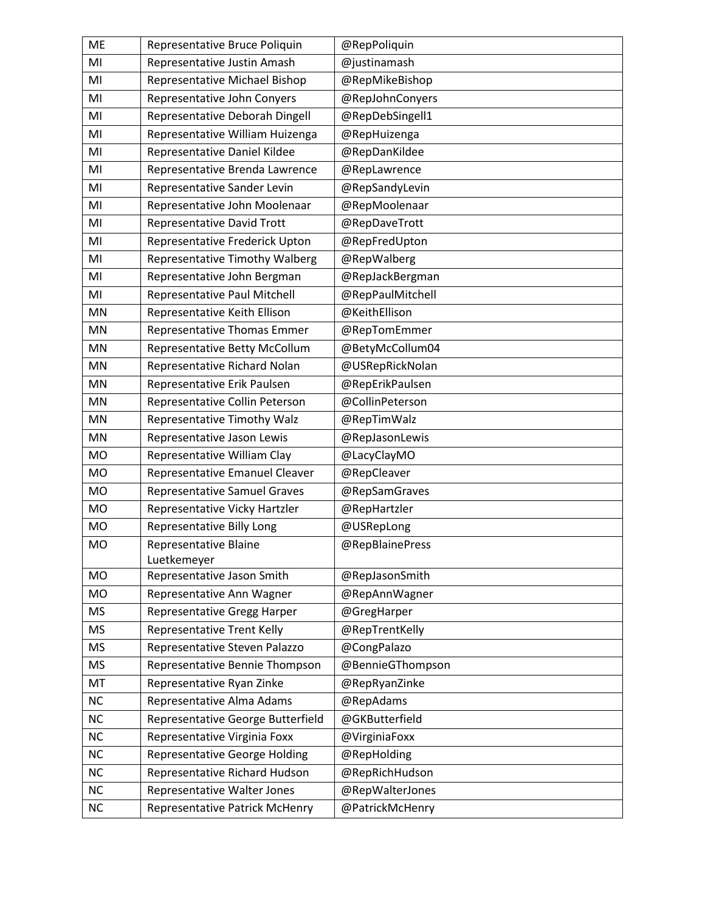| ME | Representative Bruce Poliquin | @RepPoliquin |
|---|---|---|
| MI | Representative Justin Amash | @justinamash |
| MI | Representative Michael Bishop | @RepMikeBishop |
| MI | Representative John Conyers | @RepJohnConyers |
| MI | Representative Deborah Dingell | @RepDebSingell1 |
| MI | Representative William Huizenga | @RepHuizenga |
| MI | Representative Daniel Kildee | @RepDanKildee |
| MI | Representative Brenda Lawrence | @RepLawrence |
| MI | Representative Sander Levin | @RepSandyLevin |
| MI | Representative John Moolenaar | @RepMoolenaar |
| MI | Representative David Trott | @RepDaveTrott |
| MI | Representative Frederick Upton | @RepFredUpton |
| MI | Representative Timothy Walberg | @RepWalberg |
| MI | Representative John Bergman | @RepJackBergman |
| MI | Representative Paul Mitchell | @RepPaulMitchell |
| MN | Representative Keith Ellison | @KeithEllison |
| MN | Representative Thomas Emmer | @RepTomEmmer |
| MN | Representative Betty McCollum | @BetyMcCollum04 |
| MN | Representative Richard Nolan | @USRepRickNolan |
| MN | Representative Erik Paulsen | @RepErikPaulsen |
| MN | Representative Collin Peterson | @CollinPeterson |
| MN | Representative Timothy Walz | @RepTimWalz |
| MN | Representative Jason Lewis | @RepJasonLewis |
| MO | Representative William Clay | @LacyClayMO |
| MO | Representative Emanuel Cleaver | @RepCleaver |
| MO | Representative Samuel Graves | @RepSamGraves |
| MO | Representative Vicky Hartzler | @RepHartzler |
| MO | Representative Billy Long | @USRepLong |
| MO | Representative Blaine Luetkemeyer | @RepBlainePress |
| MO | Representative Jason Smith | @RepJasonSmith |
| MO | Representative Ann Wagner | @RepAnnWagner |
| MS | Representative Gregg Harper | @GregHarper |
| MS | Representative Trent Kelly | @RepTrentKelly |
| MS | Representative Steven Palazzo | @CongPalazo |
| MS | Representative Bennie Thompson | @BennieGThompson |
| MT | Representative Ryan Zinke | @RepRyanZinke |
| NC | Representative Alma Adams | @RepAdams |
| NC | Representative George Butterfield | @GKButterfield |
| NC | Representative Virginia Foxx | @VirginiaFoxx |
| NC | Representative George Holding | @RepHolding |
| NC | Representative Richard Hudson | @RepRichHudson |
| NC | Representative Walter Jones | @RepWalterJones |
| NC | Representative Patrick McHenry | @PatrickMcHenry |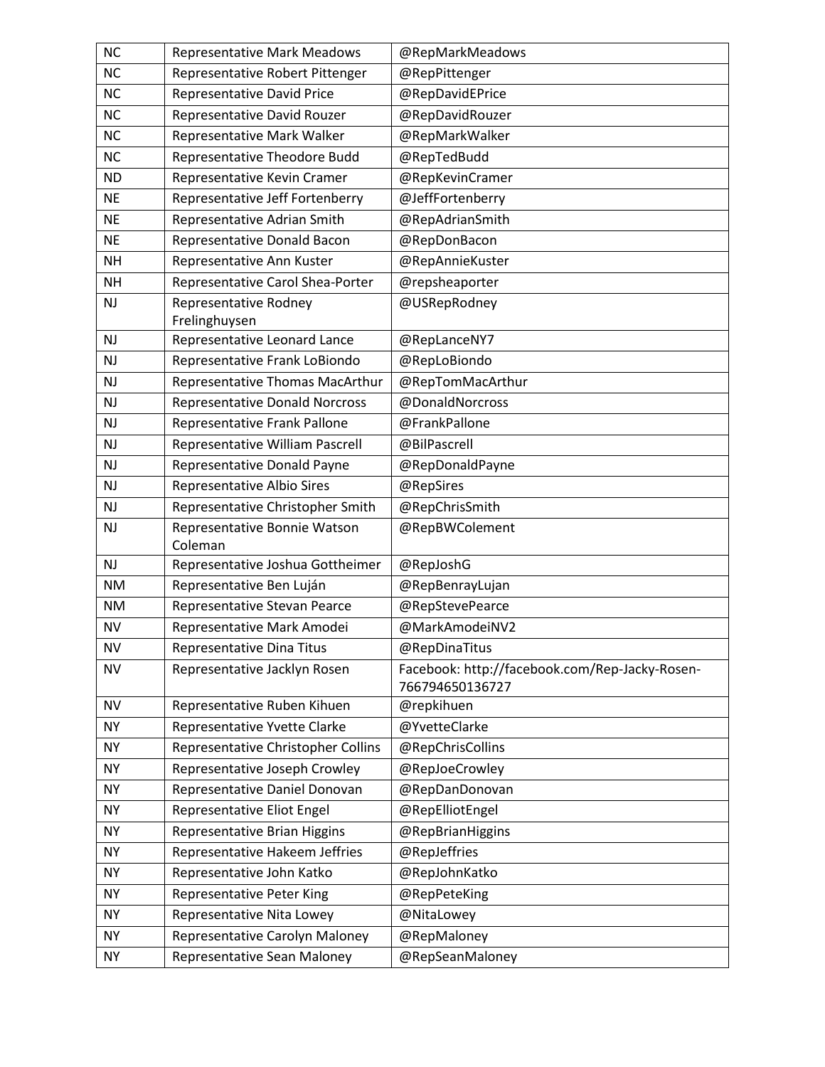| NC | Representative Mark Meadows | @RepMarkMeadows |
|---|---|---|
| NC | Representative Robert Pittenger | @RepPittenger |
| NC | Representative David Price | @RepDavidEPrice |
| NC | Representative David Rouzer | @RepDavidRouzer |
| NC | Representative Mark Walker | @RepMarkWalker |
| NC | Representative Theodore Budd | @RepTedBudd |
| ND | Representative Kevin Cramer | @RepKevinCramer |
| NE | Representative Jeff Fortenberry | @JeffFortenberry |
| NE | Representative Adrian Smith | @RepAdrianSmith |
| NE | Representative Donald Bacon | @RepDonBacon |
| NH | Representative Ann Kuster | @RepAnnieKuster |
| NH | Representative Carol Shea-Porter | @repsheaporter |
| NJ | Representative Rodney Frelinghuysen | @USRepRodney |
| NJ | Representative Leonard Lance | @RepLanceNY7 |
| NJ | Representative Frank LoBiondo | @RepLoBiondo |
| NJ | Representative Thomas MacArthur | @RepTomMacArthur |
| NJ | Representative Donald Norcross | @DonaldNorcross |
| NJ | Representative Frank Pallone | @FrankPallone |
| NJ | Representative William Pascrell | @BilPascrell |
| NJ | Representative Donald Payne | @RepDonaldPayne |
| NJ | Representative Albio Sires | @RepSires |
| NJ | Representative Christopher Smith | @RepChrisSmith |
| NJ | Representative Bonnie Watson Coleman | @RepBWColement |
| NJ | Representative Joshua Gottheimer | @RepJoshG |
| NM | Representative Ben Luján | @RepBenrayLujan |
| NM | Representative Stevan Pearce | @RepStevePearce |
| NV | Representative Mark Amodei | @MarkAmodeiNV2 |
| NV | Representative Dina Titus | @RepDinaTitus |
| NV | Representative Jacklyn Rosen | Facebook: http://facebook.com/Rep-Jacky-Rosen-766794650136727 |
| NV | Representative Ruben Kihuen | @repkihuen |
| NY | Representative Yvette Clarke | @YvetteClarke |
| NY | Representative Christopher Collins | @RepChrisCollins |
| NY | Representative Joseph Crowley | @RepJoeCrowley |
| NY | Representative Daniel Donovan | @RepDanDonovan |
| NY | Representative Eliot Engel | @RepElliotEngel |
| NY | Representative Brian Higgins | @RepBrianHiggins |
| NY | Representative Hakeem Jeffries | @RepJeffries |
| NY | Representative John Katko | @RepJohnKatko |
| NY | Representative Peter King | @RepPeteKing |
| NY | Representative Nita Lowey | @NitaLowey |
| NY | Representative Carolyn Maloney | @RepMaloney |
| NY | Representative Sean Maloney | @RepSeanMaloney |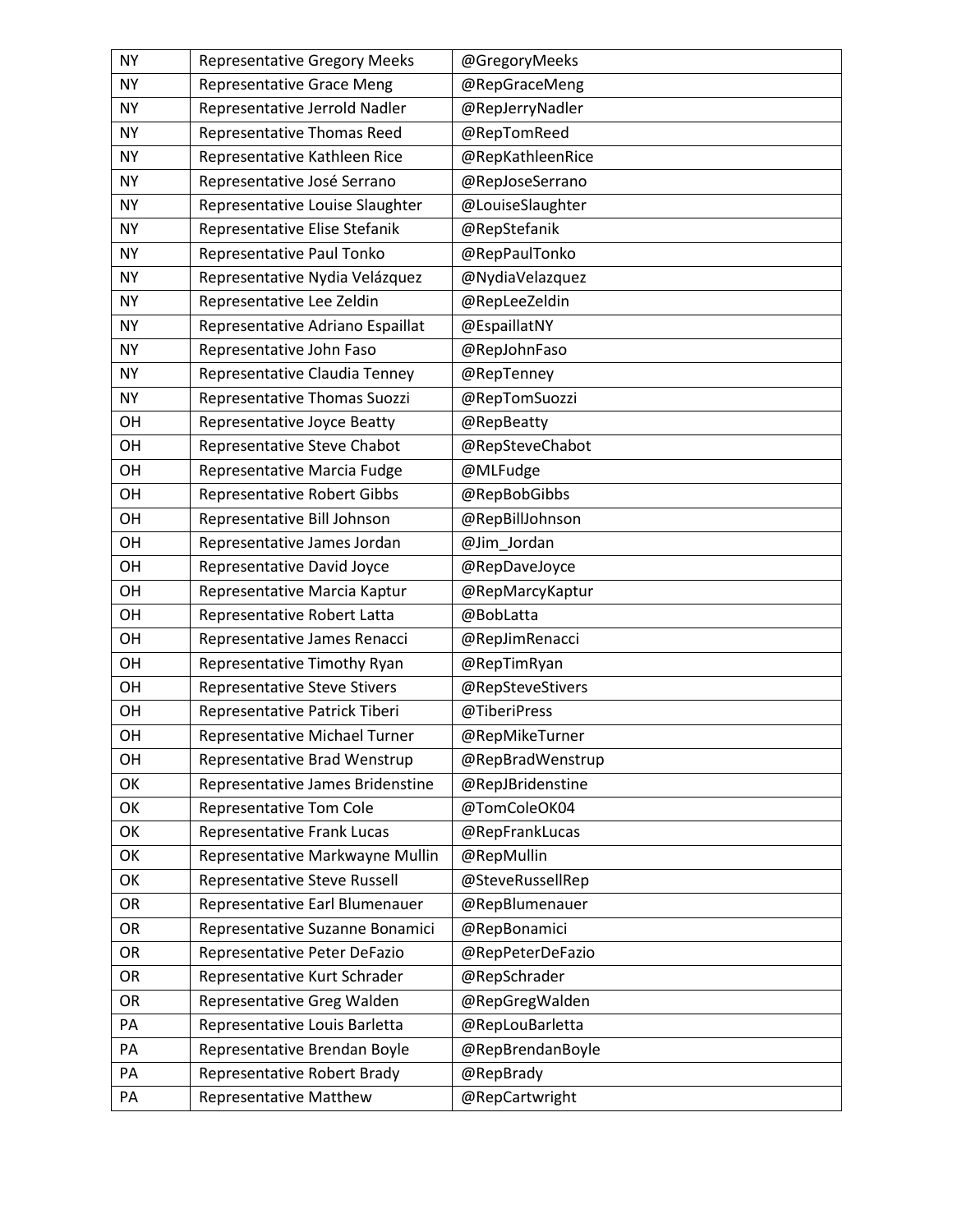| NY | Representative Gregory Meeks | @GregoryMeeks |
|---|---|---|
| NY | Representative Grace Meng | @RepGraceMeng |
| NY | Representative Jerrold Nadler | @RepJerryNadler |
| NY | Representative Thomas Reed | @RepTomReed |
| NY | Representative Kathleen Rice | @RepKathleenRice |
| NY | Representative José Serrano | @RepJoseSerrano |
| NY | Representative Louise Slaughter | @LouiseSlaughter |
| NY | Representative Elise Stefanik | @RepStefanik |
| NY | Representative Paul Tonko | @RepPaulTonko |
| NY | Representative Nydia Velázquez | @NydiaVelazquez |
| NY | Representative Lee Zeldin | @RepLeeZeldin |
| NY | Representative Adriano Espaillat | @EspaillatNY |
| NY | Representative John Faso | @RepJohnFaso |
| NY | Representative Claudia Tenney | @RepTenney |
| NY | Representative Thomas Suozzi | @RepTomSuozzi |
| OH | Representative Joyce Beatty | @RepBeatty |
| OH | Representative Steve Chabot | @RepSteveChabot |
| OH | Representative Marcia Fudge | @MLFudge |
| OH | Representative Robert Gibbs | @RepBobGibbs |
| OH | Representative Bill Johnson | @RepBillJohnson |
| OH | Representative James Jordan | @Jim_Jordan |
| OH | Representative David Joyce | @RepDaveJoyce |
| OH | Representative Marcia Kaptur | @RepMarcyKaptur |
| OH | Representative Robert Latta | @BobLatta |
| OH | Representative James Renacci | @RepJimRenacci |
| OH | Representative Timothy Ryan | @RepTimRyan |
| OH | Representative Steve Stivers | @RepSteveStivers |
| OH | Representative Patrick Tiberi | @TiberiPress |
| OH | Representative Michael Turner | @RepMikeTurner |
| OH | Representative Brad Wenstrup | @RepBradWenstrup |
| OK | Representative James Bridenstine | @RepJBridenstine |
| OK | Representative Tom Cole | @TomColeOK04 |
| OK | Representative Frank Lucas | @RepFrankLucas |
| OK | Representative Markwayne Mullin | @RepMullin |
| OK | Representative Steve Russell | @SteveRussellRep |
| OR | Representative Earl Blumenauer | @RepBlumenauer |
| OR | Representative Suzanne Bonamici | @RepBonamici |
| OR | Representative Peter DeFazio | @RepPeterDeFazio |
| OR | Representative Kurt Schrader | @RepSchrader |
| OR | Representative Greg Walden | @RepGregWalden |
| PA | Representative Louis Barletta | @RepLouBarletta |
| PA | Representative Brendan Boyle | @RepBrendanBoyle |
| PA | Representative Robert Brady | @RepBrady |
| PA | Representative Matthew | @RepCartwright |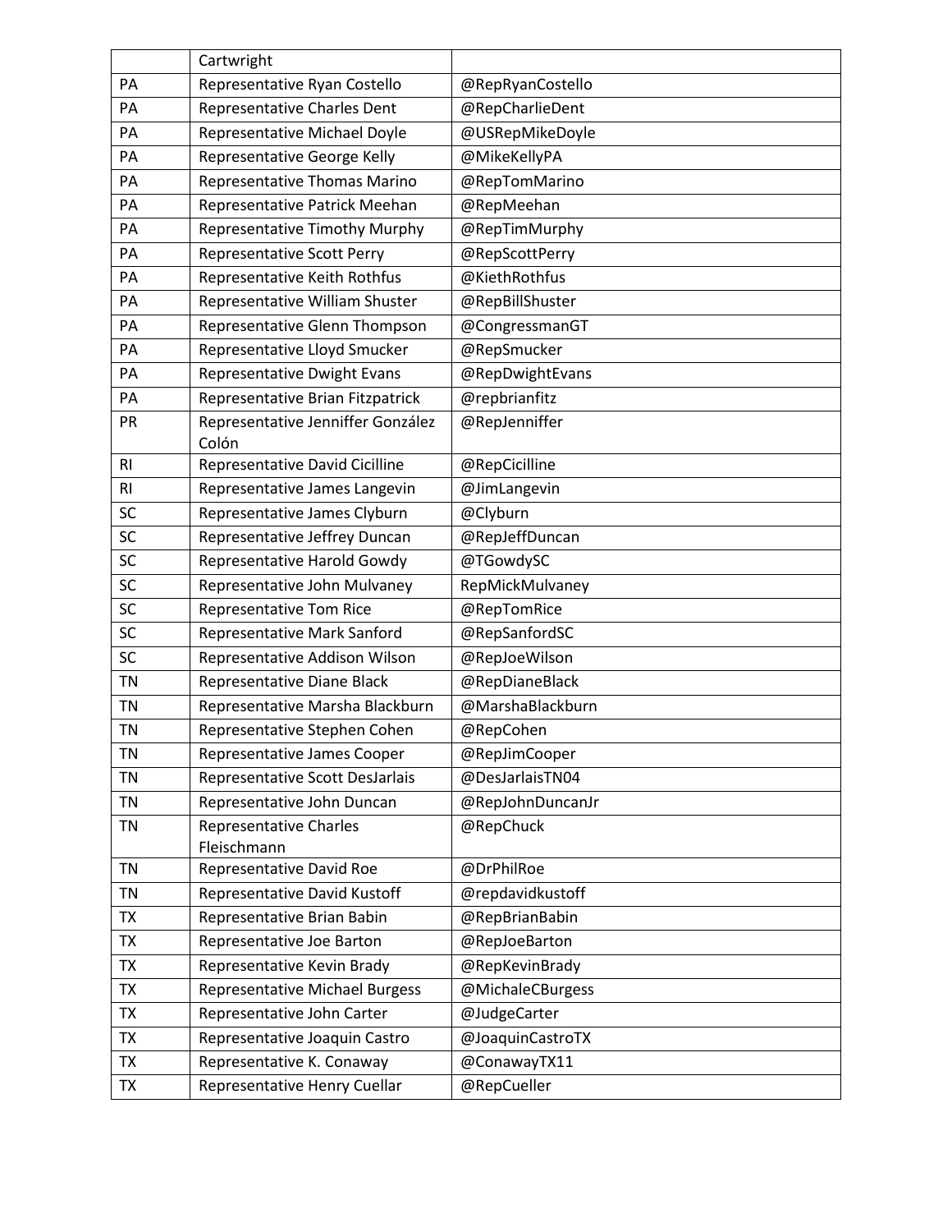| | | |
|---|---|---|
| | Cartwright | |
| PA | Representative Ryan Costello | @RepRyanCostello |
| PA | Representative Charles Dent | @RepCharlieDent |
| PA | Representative Michael Doyle | @USRepMikeDoyle |
| PA | Representative George Kelly | @MikeKellyPA |
| PA | Representative Thomas Marino | @RepTomMarino |
| PA | Representative Patrick Meehan | @RepMeehan |
| PA | Representative Timothy Murphy | @RepTimMurphy |
| PA | Representative Scott Perry | @RepScottPerry |
| PA | Representative Keith Rothfus | @KiethRothfus |
| PA | Representative William Shuster | @RepBillShuster |
| PA | Representative Glenn Thompson | @CongressmanGT |
| PA | Representative Lloyd Smucker | @RepSmucker |
| PA | Representative Dwight Evans | @RepDwightEvans |
| PA | Representative Brian Fitzpatrick | @repbrianfitz |
| PR | Representative Jenniffer González Colón | @RepJenniffer |
| RI | Representative David Cicilline | @RepCicilline |
| RI | Representative James Langevin | @JimLangevin |
| SC | Representative James Clyburn | @Clyburn |
| SC | Representative Jeffrey Duncan | @RepJeffDuncan |
| SC | Representative Harold Gowdy | @TGowdySC |
| SC | Representative John Mulvaney | RepMickMulvaney |
| SC | Representative Tom Rice | @RepTomRice |
| SC | Representative Mark Sanford | @RepSanfordSC |
| SC | Representative Addison Wilson | @RepJoeWilson |
| TN | Representative Diane Black | @RepDianeBlack |
| TN | Representative Marsha Blackburn | @MarshaBlackburn |
| TN | Representative Stephen Cohen | @RepCohen |
| TN | Representative James Cooper | @RepJimCooper |
| TN | Representative Scott DesJarlais | @DesJarlaisTN04 |
| TN | Representative John Duncan | @RepJohnDuncanJr |
| TN | Representative Charles Fleischmann | @RepChuck |
| TN | Representative David Roe | @DrPhilRoe |
| TN | Representative David Kustoff | @repdavidkustoff |
| TX | Representative Brian Babin | @RepBrianBabin |
| TX | Representative Joe Barton | @RepJoeBarton |
| TX | Representative Kevin Brady | @RepKevinBrady |
| TX | Representative Michael Burgess | @MichaleCBurgess |
| TX | Representative John Carter | @JudgeCarter |
| TX | Representative Joaquin Castro | @JoaquinCastroTX |
| TX | Representative K. Conaway | @ConawayTX11 |
| TX | Representative Henry Cuellar | @RepCueller |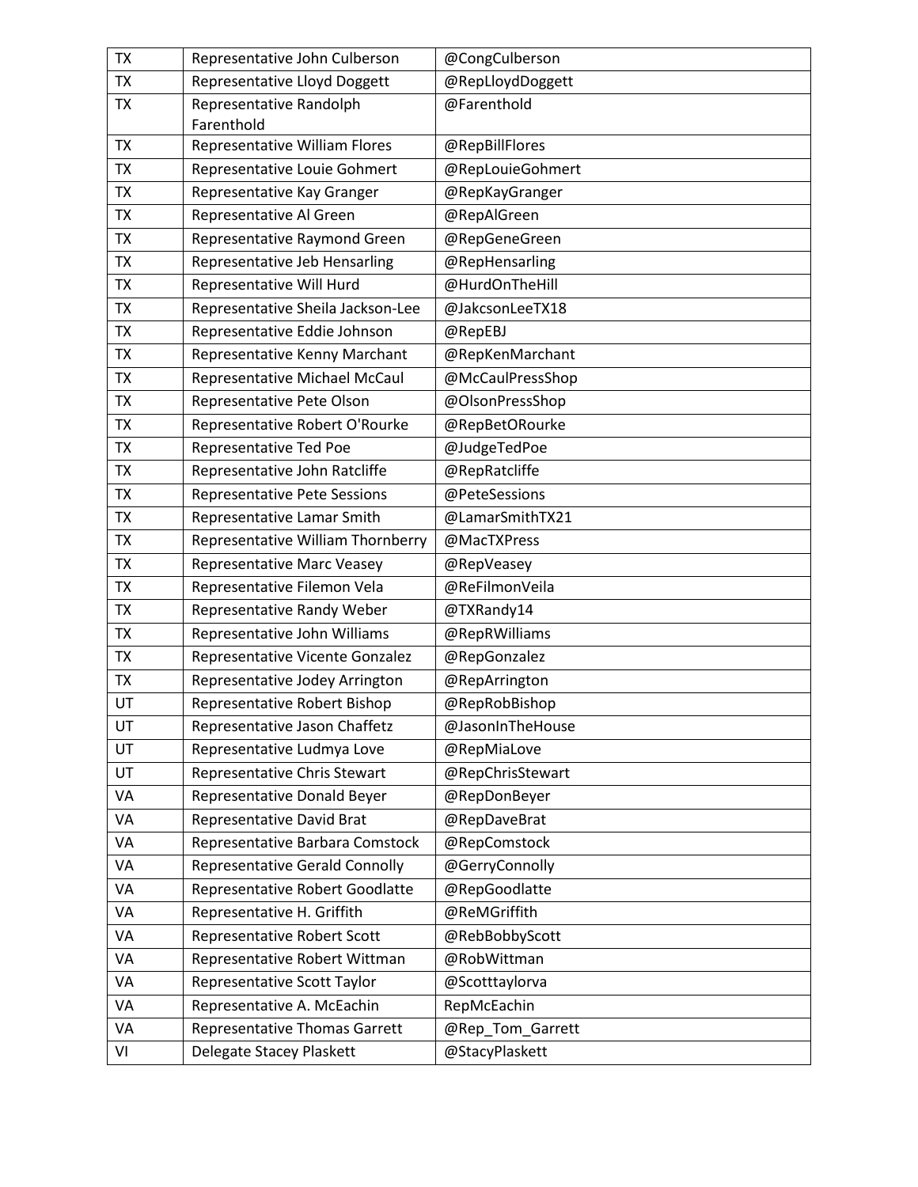| TX | Representative John Culberson | @CongCulberson |
|---|---|---|
| TX | Representative Lloyd Doggett | @RepLloydDoggett |
| TX | Representative Randolph Farenthold | @Farenthold |
| TX | Representative William Flores | @RepBillFlores |
| TX | Representative Louie Gohmert | @RepLouieGohmert |
| TX | Representative Kay Granger | @RepKayGranger |
| TX | Representative Al Green | @RepAlGreen |
| TX | Representative Raymond Green | @RepGeneGreen |
| TX | Representative Jeb Hensarling | @RepHensarling |
| TX | Representative Will Hurd | @HurdOnTheHill |
| TX | Representative Sheila Jackson-Lee | @JakcsonLeeTX18 |
| TX | Representative Eddie Johnson | @RepEBJ |
| TX | Representative Kenny Marchant | @RepKenMarchant |
| TX | Representative Michael McCaul | @McCaulPressShop |
| TX | Representative Pete Olson | @OlsonPressShop |
| TX | Representative Robert O'Rourke | @RepBetORourke |
| TX | Representative Ted Poe | @JudgeTedPoe |
| TX | Representative John Ratcliffe | @RepRatcliffe |
| TX | Representative Pete Sessions | @PeteSessions |
| TX | Representative Lamar Smith | @LamarSmithTX21 |
| TX | Representative William Thornberry | @MacTXPress |
| TX | Representative Marc Veasey | @RepVeasey |
| TX | Representative Filemon Vela | @ReFilmonVeila |
| TX | Representative Randy Weber | @TXRandy14 |
| TX | Representative John Williams | @RepRWilliams |
| TX | Representative Vicente Gonzalez | @RepGonzalez |
| TX | Representative Jodey Arrington | @RepArrington |
| UT | Representative Robert Bishop | @RepRobBishop |
| UT | Representative Jason Chaffetz | @JasonInTheHouse |
| UT | Representative Ludmya Love | @RepMiaLove |
| UT | Representative Chris Stewart | @RepChrisStewart |
| VA | Representative Donald Beyer | @RepDonBeyer |
| VA | Representative David Brat | @RepDaveBrat |
| VA | Representative Barbara Comstock | @RepComstock |
| VA | Representative Gerald Connolly | @GerryConnolly |
| VA | Representative Robert Goodlatte | @RepGoodlatte |
| VA | Representative H. Griffith | @ReMGriffith |
| VA | Representative Robert Scott | @RebBobbyScott |
| VA | Representative Robert Wittman | @RobWittman |
| VA | Representative Scott Taylor | @Scotttaylorva |
| VA | Representative A. McEachin | RepMcEachin |
| VA | Representative Thomas Garrett | @Rep_Tom_Garrett |
| VI | Delegate Stacey Plaskett | @StacyPlaskett |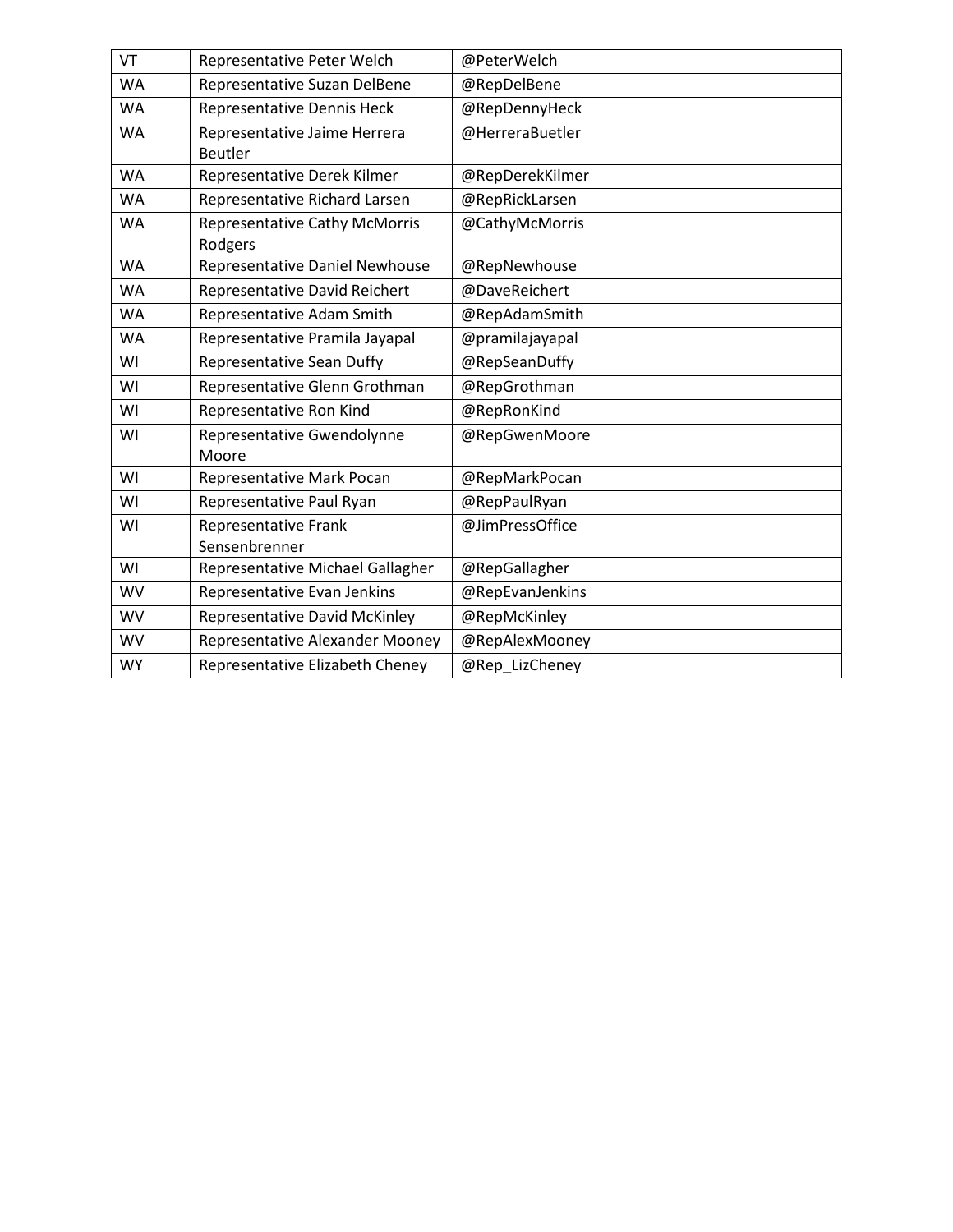| | | |
|---|---|---|
| VT | Representative Peter Welch | @PeterWelch |
| WA | Representative Suzan DelBene | @RepDelBene |
| WA | Representative Dennis Heck | @RepDennyHeck |
| WA | Representative Jaime Herrera Beutler | @HerreraBuetler |
| WA | Representative Derek Kilmer | @RepDerekKilmer |
| WA | Representative Richard Larsen | @RepRickLarsen |
| WA | Representative Cathy McMorris Rodgers | @CathyMcMorris |
| WA | Representative Daniel Newhouse | @RepNewhouse |
| WA | Representative David Reichert | @DaveReichert |
| WA | Representative Adam Smith | @RepAdamSmith |
| WA | Representative Pramila Jayapal | @pramilajayapal |
| WI | Representative Sean Duffy | @RepSeanDuffy |
| WI | Representative Glenn Grothman | @RepGrothman |
| WI | Representative Ron Kind | @RepRonKind |
| WI | Representative Gwendolynne Moore | @RepGwenMoore |
| WI | Representative Mark Pocan | @RepMarkPocan |
| WI | Representative Paul Ryan | @RepPaulRyan |
| WI | Representative Frank Sensenbrenner | @JimPressOffice |
| WI | Representative Michael Gallagher | @RepGallagher |
| WV | Representative Evan Jenkins | @RepEvanJenkins |
| WV | Representative David McKinley | @RepMcKinley |
| WV | Representative Alexander Mooney | @RepAlexMooney |
| WY | Representative Elizabeth Cheney | @Rep_LizCheney |